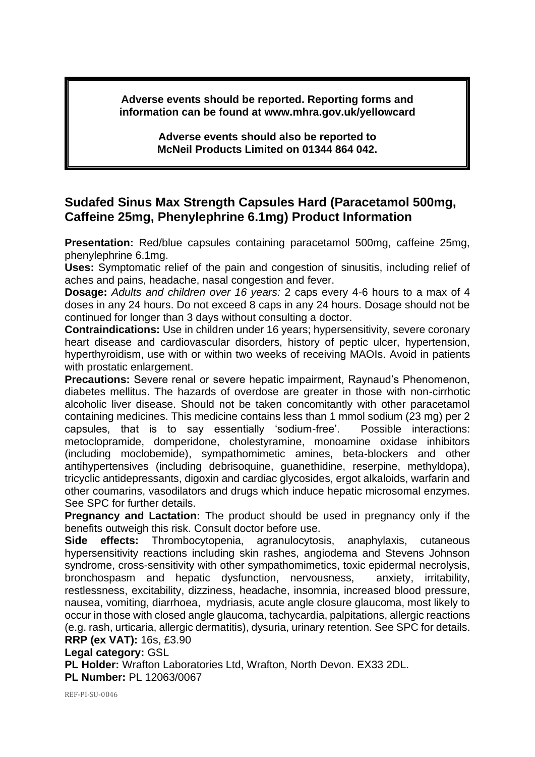**Adverse events should be reported. Reporting forms and information can be found at www.mhra.gov.uk/yellowcard**

**Adverse events should also be reported to McNeil Products Limited on 01344 864 042.**

## Sudafed Sinus Max Strength Capsules Hard (Paracetamol 500mg, Caffeine 25mg, Phenylephrine 6.1mg) Product Information

**Presentation:** Red/blue capsules containing paracetamol 500mg, caffeine 25mg, phenylephrine 6.1mg.

**Uses:** Symptomatic relief of the pain and congestion of sinusitis, including relief of aches and pains, headache, nasal congestion and fever.

**Dosage:** *Adults and children over 16 years:* 2 caps every 4-6 hours to a max of 4 doses in any 24 hours. Do not exceed 8 caps in any 24 hours. Dosage should not be continued for longer than 3 days without consulting a doctor.

**Contraindications:** Use in children under 16 years; hypersensitivity, severe coronary heart disease and cardiovascular disorders, history of peptic ulcer, hypertension, hyperthyroidism, use with or within two weeks of receiving MAOIs. Avoid in patients with prostatic enlargement.

**Precautions:** Severe renal or severe hepatic impairment, Raynaud's Phenomenon, diabetes mellitus. The hazards of overdose are greater in those with non-cirrhotic alcoholic liver disease. Should not be taken concomitantly with other paracetamol containing medicines. This medicine contains less than 1 mmol sodium (23 mg) per 2 capsules, that is to say essentially 'sodium-free'. Possible interactions: metoclopramide, domperidone, cholestyramine, monoamine oxidase inhibitors (including moclobemide), sympathomimetic amines, beta-blockers and other antihypertensives (including debrisoquine, guanethidine, reserpine, methyldopa), tricyclic antidepressants, digoxin and cardiac glycosides, ergot alkaloids, warfarin and other coumarins, vasodilators and drugs which induce hepatic microsomal enzymes. See SPC for further details.

**Pregnancy and Lactation:** The product should be used in pregnancy only if the benefits outweigh this risk. Consult doctor before use.

**Side effects:** Thrombocytopenia, agranulocytosis, anaphylaxis, cutaneous hypersensitivity reactions including skin rashes, angiodema and Stevens Johnson syndrome, cross-sensitivity with other sympathomimetics, toxic epidermal necrolysis, bronchospasm and hepatic dysfunction, nervousness, anxiety, irritability, restlessness, excitability, dizziness, headache, insomnia, increased blood pressure, nausea, vomiting, diarrhoea, mydriasis, acute angle closure glaucoma, most likely to occur in those with closed angle glaucoma, tachycardia, palpitations, allergic reactions (e.g. rash, urticaria, allergic dermatitis), dysuria, urinary retention. See SPC for details.

**RRP (ex VAT):** 16s, £3.90

**Legal category:** GSL

**PL Holder:** Wrafton Laboratories Ltd, Wrafton, North Devon. EX33 2DL.

**PL Number:** PL 12063/0067

REF-PI-SU-0046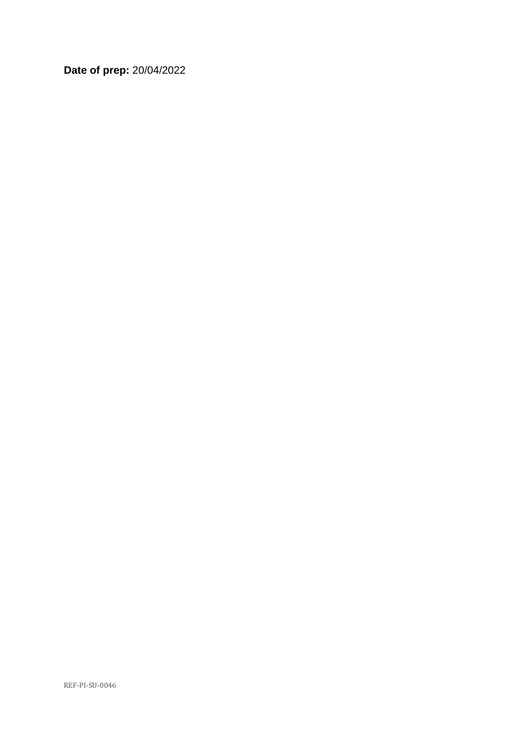**Date of prep:** 20/04/2022

REF-PI-SU-0046